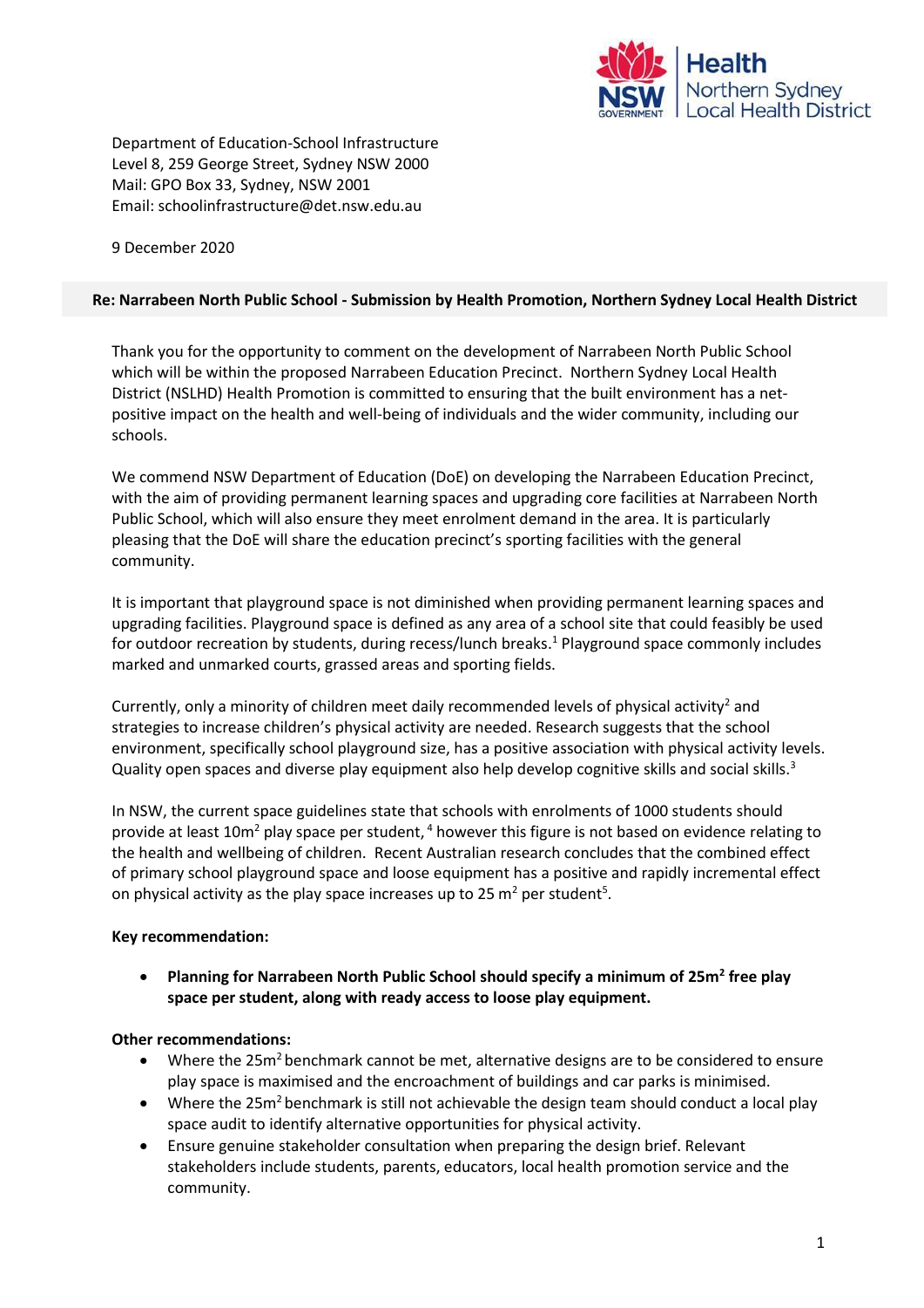Department of Education-School Infrastructure
Level 8, 259 George Street, Sydney NSW 2000
Mail: GPO Box 33, Sydney, NSW 2001
Email: schoolinfrastructure@det.nsw.edu.au

9 December 2020

**Re: Narrabeen North Public School - Submission by Health Promotion, Northern Sydney Local Health District**

Thank you for the opportunity to comment on the development of Narrabeen North Public School which will be within the proposed Narrabeen Education Precinct. Northern Sydney Local Health District (NSLHD) Health Promotion is committed to ensuring that the built environment has a net-positive impact on the health and well-being of individuals and the wider community, including our schools.

We commend NSW Department of Education (DoE) on developing the Narrabeen Education Precinct, with the aim of providing permanent learning spaces and upgrading core facilities at Narrabeen North Public School, which will also ensure they meet enrolment demand in the area. It is particularly pleasing that the DoE will share the education precinct's sporting facilities with the general community.

It is important that playground space is not diminished when providing permanent learning spaces and upgrading facilities. Playground space is defined as any area of a school site that could feasibly be used for outdoor recreation by students, during recess/lunch breaks.[1] Playground space commonly includes marked and unmarked courts, grassed areas and sporting fields.

Currently, only a minority of children meet daily recommended levels of physical activity[2] and strategies to increase children's physical activity are needed. Research suggests that the school environment, specifically school playground size, has a positive association with physical activity levels. Quality open spaces and diverse play equipment also help develop cognitive skills and social skills.[3]

In NSW, the current space guidelines state that schools with enrolments of 1000 students should provide at least 10m$^2$ play space per student,[4] however this figure is not based on evidence relating to the health and wellbeing of children. Recent Australian research concludes that the combined effect of primary school playground space and loose equipment has a positive and rapidly incremental effect on physical activity as the play space increases up to 25 m$^2$ per student[5].

**Key recommendation:**

- **Planning for Narrabeen North Public School should specify a minimum of 25m$^2$ free play space per student, along with ready access to loose play equipment.**

**Other recommendations:**

- Where the 25m$^2$ benchmark cannot be met, alternative designs are to be considered to ensure play space is maximised and the encroachment of buildings and car parks is minimised.
- Where the 25m$^2$ benchmark is still not achievable the design team should conduct a local play space audit to identify alternative opportunities for physical activity.
- Ensure genuine stakeholder consultation when preparing the design brief. Relevant stakeholders include students, parents, educators, local health promotion service and the community.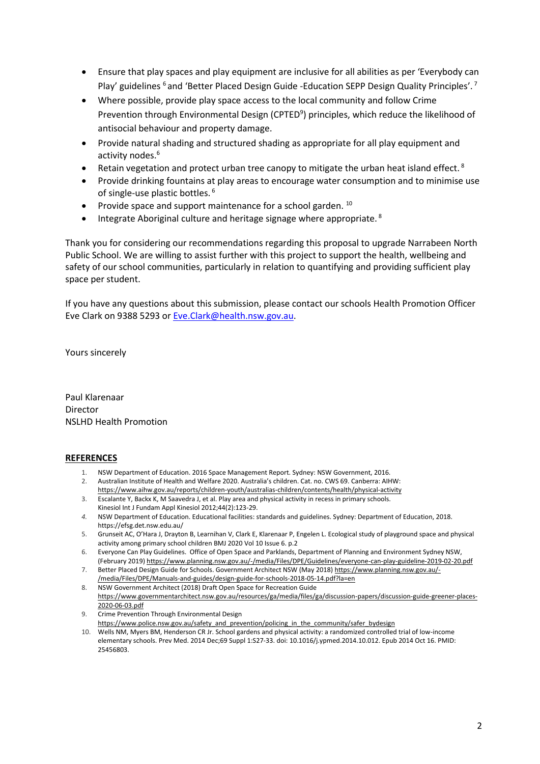- Ensure that play spaces and play equipment are inclusive for all abilities as per 'Everybody can Play' guidelines [6] and 'Better Placed Design Guide -Education SEPP Design Quality Principles'. [7]
- Where possible, provide play space access to the local community and follow Crime Prevention through Environmental Design (CPTED[9]) principles, which reduce the likelihood of antisocial behaviour and property damage.
- Provide natural shading and structured shading as appropriate for all play equipment and activity nodes.[6]
- Retain vegetation and protect urban tree canopy to mitigate the urban heat island effect. [8]
- Provide drinking fountains at play areas to encourage water consumption and to minimise use of single-use plastic bottles. [6]
- Provide space and support maintenance for a school garden. [10]
- Integrate Aboriginal culture and heritage signage where appropriate. [8]

Thank you for considering our recommendations regarding this proposal to upgrade Narrabeen North Public School. We are willing to assist further with this project to support the health, wellbeing and safety of our school communities, particularly in relation to quantifying and providing sufficient play space per student.

If you have any questions about this submission, please contact our schools Health Promotion Officer Eve Clark on 9388 5293 or Eve.Clark@health.nsw.gov.au.

Yours sincerely

Paul Klarenaar
Director
NSLHD Health Promotion

## REFERENCES

1. NSW Department of Education. 2016 Space Management Report. Sydney: NSW Government, 2016.
2. Australian Institute of Health and Welfare 2020. Australia's children. Cat. no. CWS 69. Canberra: AIHW: https://www.aihw.gov.au/reports/children-youth/australias-children/contents/health/physical-activity
3. Escalante Y, Backx K, M Saavedra J, et al. Play area and physical activity in recess in primary schools. Kinesiol Int J Fundam Appl Kinesiol 2012;44(2):123-29.
4. NSW Department of Education. Educational facilities: standards and guidelines. Sydney: Department of Education, 2018. https://efsg.det.nsw.edu.au/
5. Grunseit AC, O'Hara J, Drayton B, Learnihan V, Clark E, Klarenaar P, Engelen L. Ecological study of playground space and physical activity among primary school children BMJ 2020 Vol 10 Issue 6. p.2
6. Everyone Can Play Guidelines. Office of Open Space and Parklands, Department of Planning and Environment Sydney NSW, (February 2019) https://www.planning.nsw.gov.au/-/media/Files/DPE/Guidelines/everyone-can-play-guideline-2019-02-20.pdf
7. Better Placed Design Guide for Schools. Government Architect NSW (May 2018) https://www.planning.nsw.gov.au/-/media/Files/DPE/Manuals-and-guides/design-guide-for-schools-2018-05-14.pdf?la=en
8. NSW Government Architect (2018) Draft Open Space for Recreation Guide https://www.governmentarchitect.nsw.gov.au/resources/ga/media/files/ga/discussion-papers/discussion-guide-greener-places-2020-06-03.pdf
9. Crime Prevention Through Environmental Design https://www.police.nsw.gov.au/safety_and_prevention/policing_in_the_community/safer_bydesign
10. Wells NM, Myers BM, Henderson CR Jr. School gardens and physical activity: a randomized controlled trial of low-income elementary schools. Prev Med. 2014 Dec;69 Suppl 1:S27-33. doi: 10.1016/j.ypmed.2014.10.012. Epub 2014 Oct 16. PMID: 25456803.